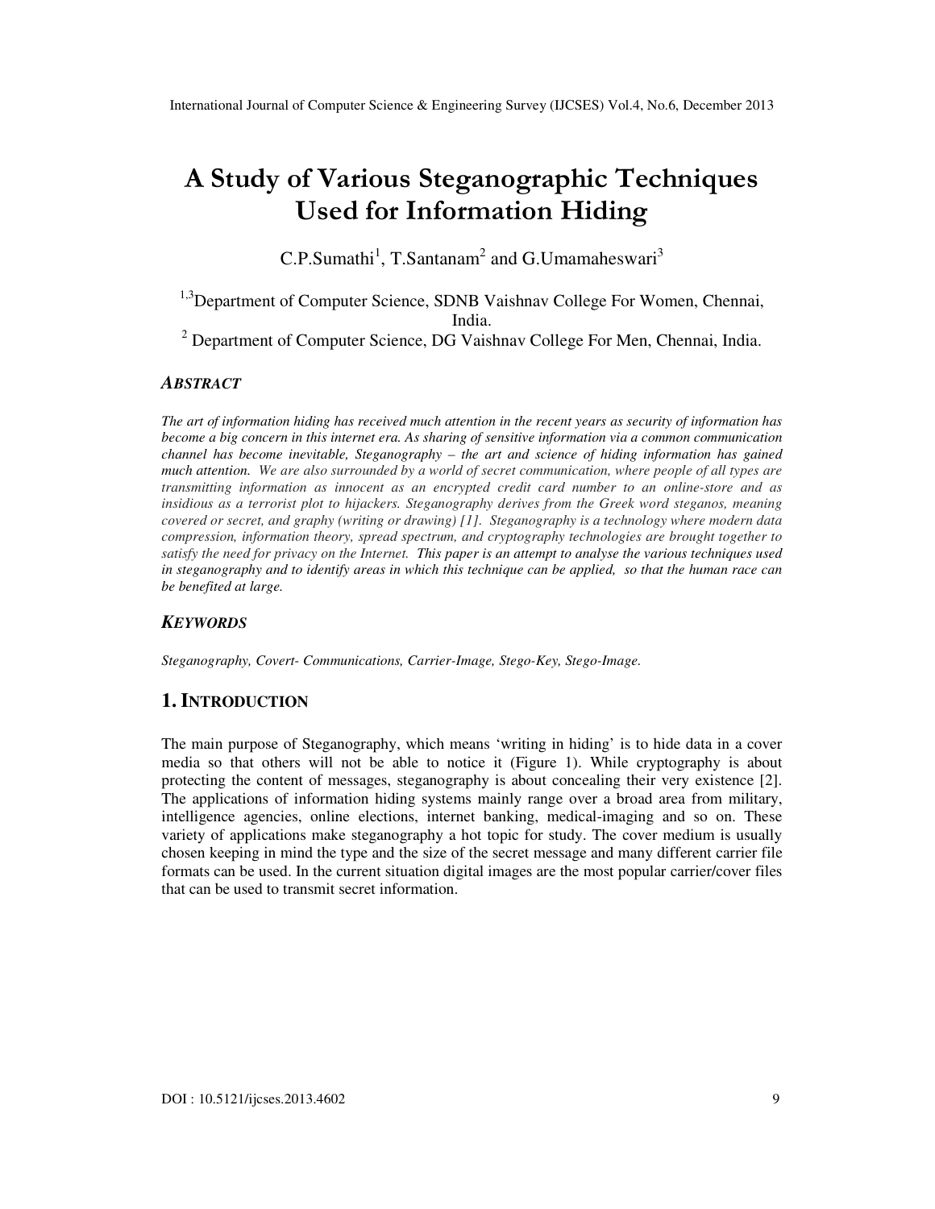# A Study of Various Steganographic Techniques Used for Information Hiding

C.P.Sumathi[1], T.Santanam[2] and G.Umamaheswari[3]

[1,3]Department of Computer Science, SDNB Vaishnav College For Women, Chennai, India.

[2] Department of Computer Science, DG Vaishnav College For Men, Chennai, India.

### ***ABSTRACT***

*The art of information hiding has received much attention in the recent years as security of information has become a big concern in this internet era. As sharing of sensitive information via a common communication channel has become inevitable, Steganography – the art and science of hiding information has gained much attention. We are also surrounded by a world of secret communication, where people of all types are transmitting information as innocent as an encrypted credit card number to an online-store and as insidious as a terrorist plot to hijackers. Steganography derives from the Greek word steganos, meaning covered or secret, and graphy (writing or drawing) [1]. Steganography is a technology where modern data compression, information theory, spread spectrum, and cryptography technologies are brought together to satisfy the need for privacy on the Internet. This paper is an attempt to analyse the various techniques used in steganography and to identify areas in which this technique can be applied, so that the human race can be benefited at large.*

### ***KEYWORDS***

*Steganography, Covert- Communications, Carrier-Image, Stego-Key, Stego-Image.*

## 1. INTRODUCTION

The main purpose of Steganography, which means 'writing in hiding' is to hide data in a cover media so that others will not be able to notice it (Figure 1). While cryptography is about protecting the content of messages, steganography is about concealing their very existence [2]. The applications of information hiding systems mainly range over a broad area from military, intelligence agencies, online elections, internet banking, medical-imaging and so on. These variety of applications make steganography a hot topic for study. The cover medium is usually chosen keeping in mind the type and the size of the secret message and many different carrier file formats can be used. In the current situation digital images are the most popular carrier/cover files that can be used to transmit secret information.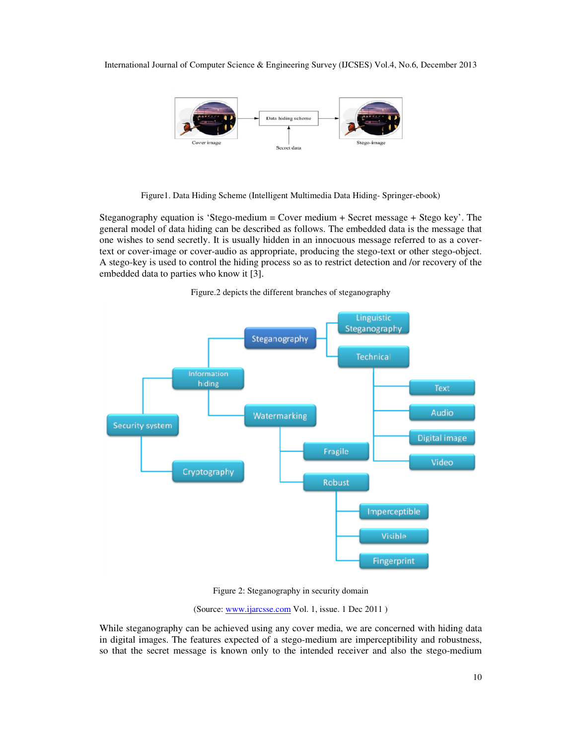Figure1. Data Hiding Scheme (Intelligent Multimedia Data Hiding- Springer-ebook)

Steganography equation is 'Stego-medium = Cover medium + Secret message + Stego key'. The general model of data hiding can be described as follows. The embedded data is the message that one wishes to send secretly. It is usually hidden in an innocuous message referred to as a cover-text or cover-image or cover-audio as appropriate, producing the stego-text or other stego-object. A stego-key is used to control the hiding process so as to restrict detection and /or recovery of the embedded data to parties who know it [3].

Figure.2 depicts the different branches of steganography

Figure 2: Steganography in security domain

(Source: www.ijarcsse.com Vol. 1, issue. 1 Dec 2011 )

While steganography can be achieved using any cover media, we are concerned with hiding data in digital images. The features expected of a stego-medium are imperceptibility and robustness, so that the secret message is known only to the intended receiver and also the stego-medium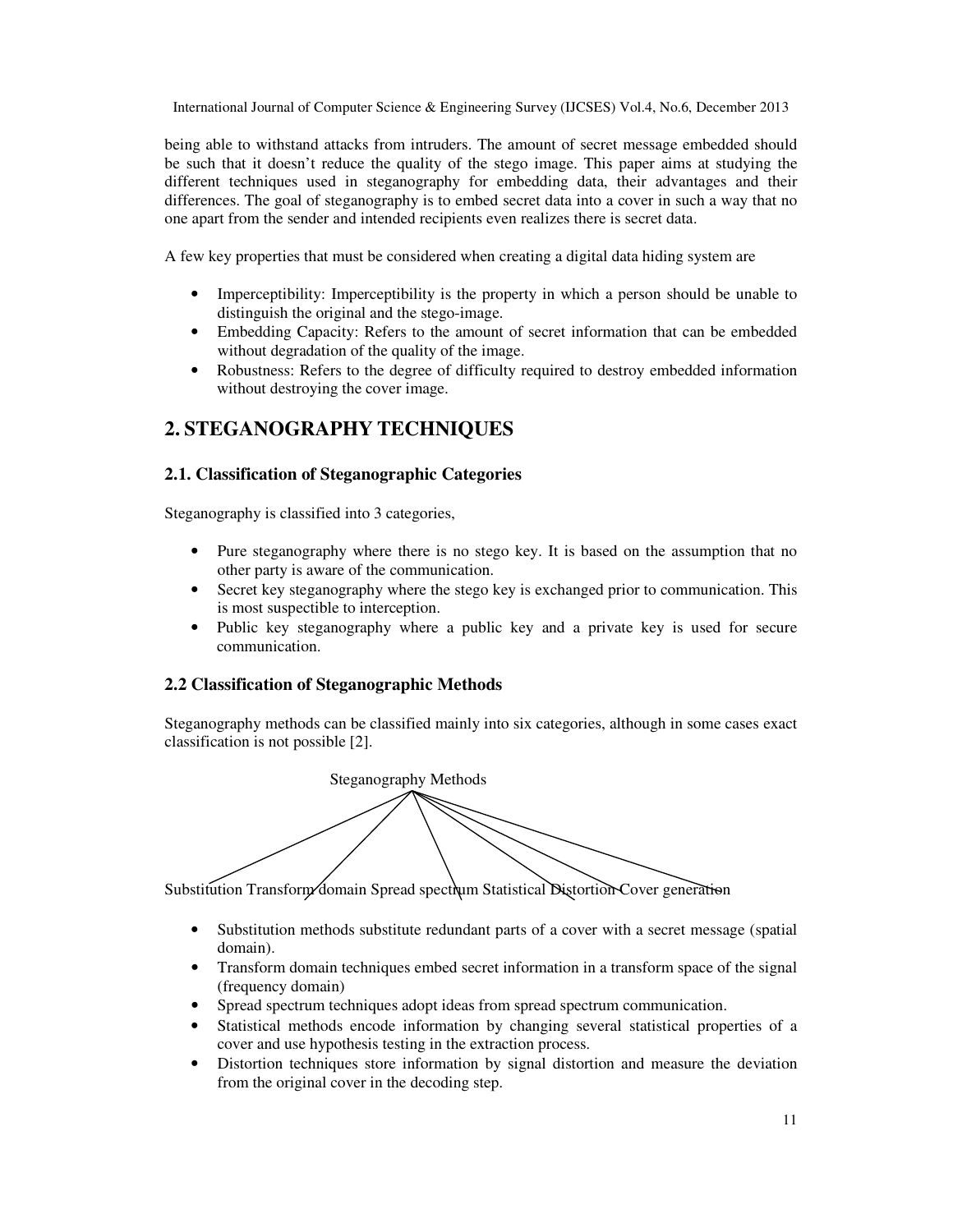being able to withstand attacks from intruders. The amount of secret message embedded should be such that it doesn't reduce the quality of the stego image. This paper aims at studying the different techniques used in steganography for embedding data, their advantages and their differences. The goal of steganography is to embed secret data into a cover in such a way that no one apart from the sender and intended recipients even realizes there is secret data.

A few key properties that must be considered when creating a digital data hiding system are

- Imperceptibility: Imperceptibility is the property in which a person should be unable to distinguish the original and the stego-image.
- Embedding Capacity: Refers to the amount of secret information that can be embedded without degradation of the quality of the image.
- Robustness: Refers to the degree of difficulty required to destroy embedded information without destroying the cover image.

# 2. STEGANOGRAPHY TECHNIQUES

## 2.1. Classification of Steganographic Categories

Steganography is classified into 3 categories,

- Pure steganography where there is no stego key. It is based on the assumption that no other party is aware of the communication.
- Secret key steganography where the stego key is exchanged prior to communication. This is most suspectible to interception.
- Public key steganography where a public key and a private key is used for secure communication.

## 2.2 Classification of Steganographic Methods

Steganography methods can be classified mainly into six categories, although in some cases exact classification is not possible [2].

Steganography Methods

Substitution Transform domain Spread spectrum Statistical Distortion Cover generation

- Substitution methods substitute redundant parts of a cover with a secret message (spatial domain).
- Transform domain techniques embed secret information in a transform space of the signal (frequency domain)
- Spread spectrum techniques adopt ideas from spread spectrum communication.
- Statistical methods encode information by changing several statistical properties of a cover and use hypothesis testing in the extraction process.
- Distortion techniques store information by signal distortion and measure the deviation from the original cover in the decoding step.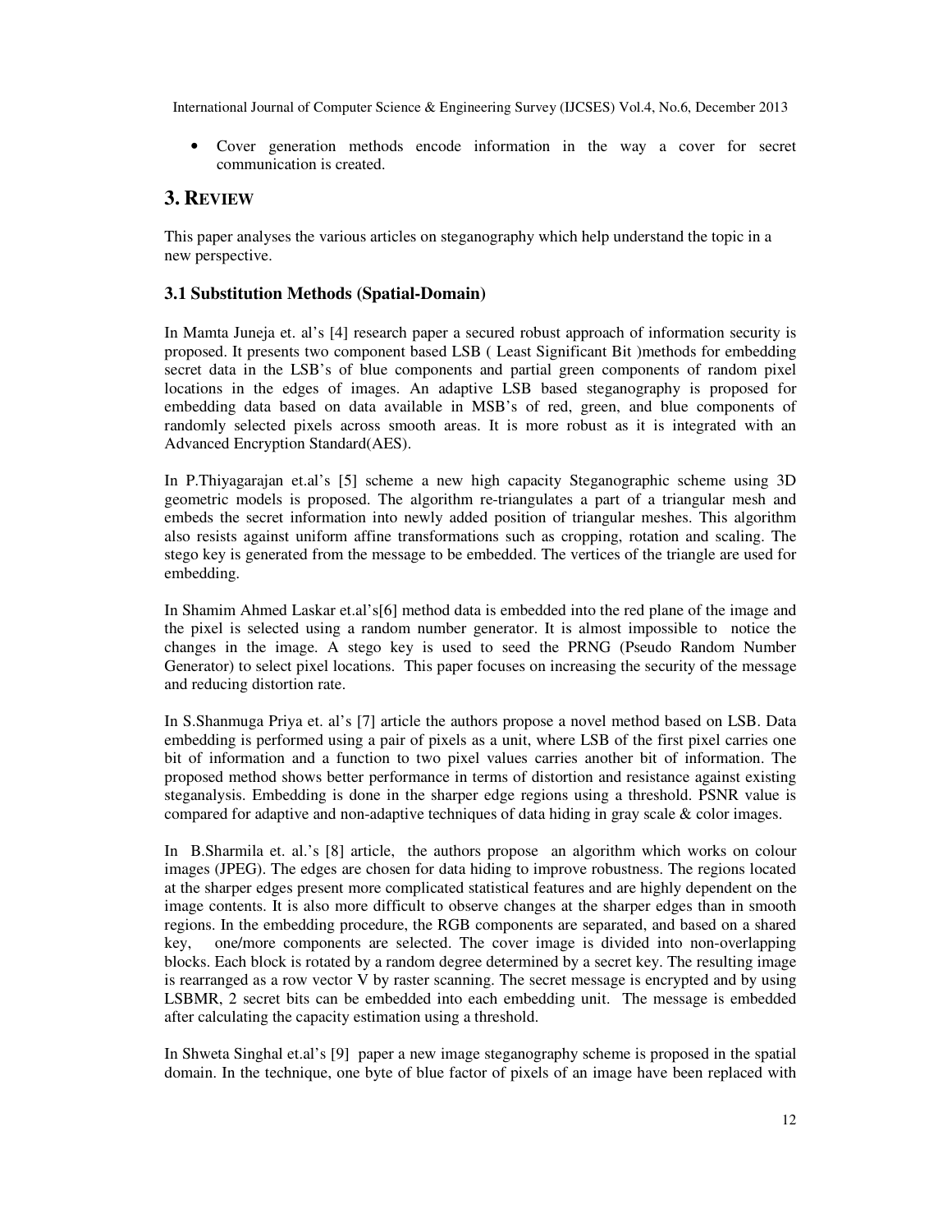- Cover generation methods encode information in the way a cover for secret communication is created.

## 3. REVIEW

This paper analyses the various articles on steganography which help understand the topic in a new perspective.

### 3.1 Substitution Methods (Spatial-Domain)

In Mamta Juneja et. al's [4] research paper a secured robust approach of information security is proposed. It presents two component based LSB ( Least Significant Bit )methods for embedding secret data in the LSB's of blue components and partial green components of random pixel locations in the edges of images. An adaptive LSB based steganography is proposed for embedding data based on data available in MSB's of red, green, and blue components of randomly selected pixels across smooth areas. It is more robust as it is integrated with an Advanced Encryption Standard(AES).

In P.Thiyagarajan et.al's [5] scheme a new high capacity Steganographic scheme using 3D geometric models is proposed. The algorithm re-triangulates a part of a triangular mesh and embeds the secret information into newly added position of triangular meshes. This algorithm also resists against uniform affine transformations such as cropping, rotation and scaling. The stego key is generated from the message to be embedded. The vertices of the triangle are used for embedding.

In Shamim Ahmed Laskar et.al's[6] method data is embedded into the red plane of the image and the pixel is selected using a random number generator. It is almost impossible to notice the changes in the image. A stego key is used to seed the PRNG (Pseudo Random Number Generator) to select pixel locations. This paper focuses on increasing the security of the message and reducing distortion rate.

In S.Shanmuga Priya et. al's [7] article the authors propose a novel method based on LSB. Data embedding is performed using a pair of pixels as a unit, where LSB of the first pixel carries one bit of information and a function to two pixel values carries another bit of information. The proposed method shows better performance in terms of distortion and resistance against existing steganalysis. Embedding is done in the sharper edge regions using a threshold. PSNR value is compared for adaptive and non-adaptive techniques of data hiding in gray scale & color images.

In B.Sharmila et. al.'s [8] article, the authors propose an algorithm which works on colour images (JPEG). The edges are chosen for data hiding to improve robustness. The regions located at the sharper edges present more complicated statistical features and are highly dependent on the image contents. It is also more difficult to observe changes at the sharper edges than in smooth regions. In the embedding procedure, the RGB components are separated, and based on a shared key, one/more components are selected. The cover image is divided into non-overlapping blocks. Each block is rotated by a random degree determined by a secret key. The resulting image is rearranged as a row vector V by raster scanning. The secret message is encrypted and by using LSBMR, 2 secret bits can be embedded into each embedding unit. The message is embedded after calculating the capacity estimation using a threshold.

In Shweta Singhal et.al's [9] paper a new image steganography scheme is proposed in the spatial domain. In the technique, one byte of blue factor of pixels of an image have been replaced with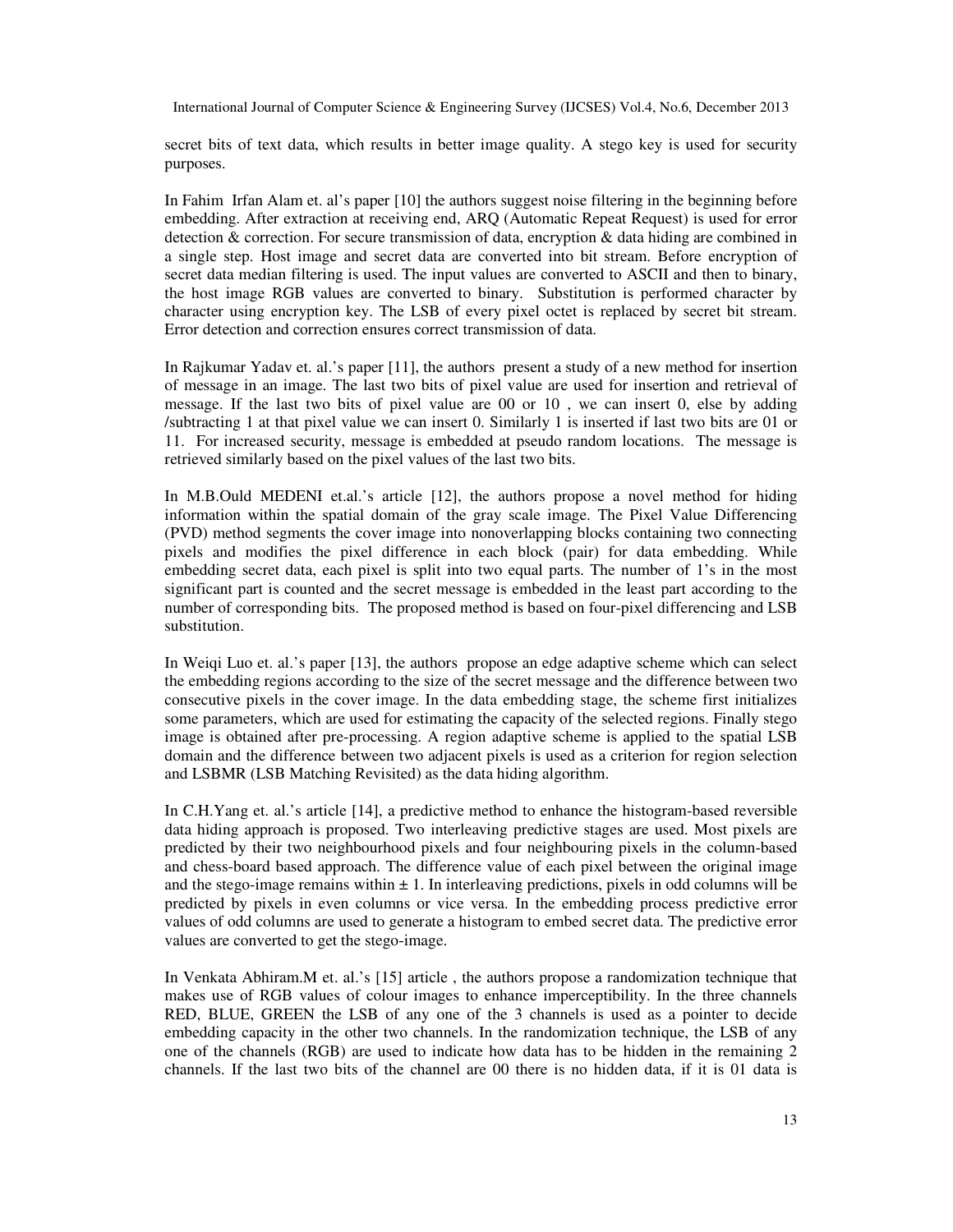secret bits of text data, which results in better image quality. A stego key is used for security purposes.

In Fahim Irfan Alam et. al's paper [10] the authors suggest noise filtering in the beginning before embedding. After extraction at receiving end, ARQ (Automatic Repeat Request) is used for error detection & correction. For secure transmission of data, encryption & data hiding are combined in a single step. Host image and secret data are converted into bit stream. Before encryption of secret data median filtering is used. The input values are converted to ASCII and then to binary, the host image RGB values are converted to binary. Substitution is performed character by character using encryption key. The LSB of every pixel octet is replaced by secret bit stream. Error detection and correction ensures correct transmission of data.

In Rajkumar Yadav et. al.'s paper [11], the authors present a study of a new method for insertion of message in an image. The last two bits of pixel value are used for insertion and retrieval of message. If the last two bits of pixel value are 00 or 10 , we can insert 0, else by adding /subtracting 1 at that pixel value we can insert 0. Similarly 1 is inserted if last two bits are 01 or 11. For increased security, message is embedded at pseudo random locations. The message is retrieved similarly based on the pixel values of the last two bits.

In M.B.Ould MEDENI et.al.'s article [12], the authors propose a novel method for hiding information within the spatial domain of the gray scale image. The Pixel Value Differencing (PVD) method segments the cover image into nonoverlapping blocks containing two connecting pixels and modifies the pixel difference in each block (pair) for data embedding. While embedding secret data, each pixel is split into two equal parts. The number of 1's in the most significant part is counted and the secret message is embedded in the least part according to the number of corresponding bits. The proposed method is based on four-pixel differencing and LSB substitution.

In Weiqi Luo et. al.'s paper [13], the authors propose an edge adaptive scheme which can select the embedding regions according to the size of the secret message and the difference between two consecutive pixels in the cover image. In the data embedding stage, the scheme first initializes some parameters, which are used for estimating the capacity of the selected regions. Finally stego image is obtained after pre-processing. A region adaptive scheme is applied to the spatial LSB domain and the difference between two adjacent pixels is used as a criterion for region selection and LSBMR (LSB Matching Revisited) as the data hiding algorithm.

In C.H.Yang et. al.'s article [14], a predictive method to enhance the histogram-based reversible data hiding approach is proposed. Two interleaving predictive stages are used. Most pixels are predicted by their two neighbourhood pixels and four neighbouring pixels in the column-based and chess-board based approach. The difference value of each pixel between the original image and the stego-image remains within $\pm$ 1. In interleaving predictions, pixels in odd columns will be predicted by pixels in even columns or vice versa. In the embedding process predictive error values of odd columns are used to generate a histogram to embed secret data. The predictive error values are converted to get the stego-image.

In Venkata Abhiram.M et. al.'s [15] article , the authors propose a randomization technique that makes use of RGB values of colour images to enhance imperceptibility. In the three channels RED, BLUE, GREEN the LSB of any one of the 3 channels is used as a pointer to decide embedding capacity in the other two channels. In the randomization technique, the LSB of any one of the channels (RGB) are used to indicate how data has to be hidden in the remaining 2 channels. If the last two bits of the channel are 00 there is no hidden data, if it is 01 data is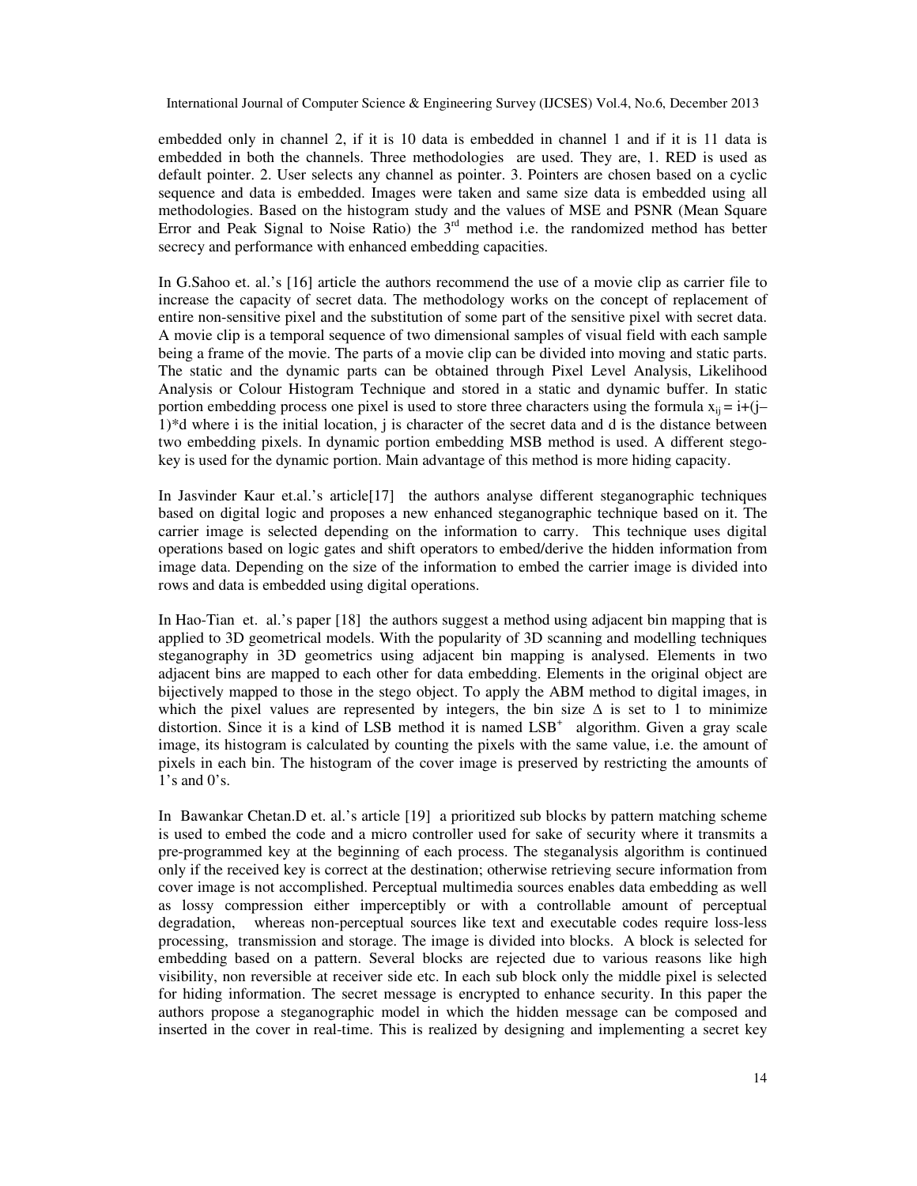embedded only in channel 2, if it is 10 data is embedded in channel 1 and if it is 11 data is embedded in both the channels. Three methodologies are used. They are, 1. RED is used as default pointer. 2. User selects any channel as pointer. 3. Pointers are chosen based on a cyclic sequence and data is embedded. Images were taken and same size data is embedded using all methodologies. Based on the histogram study and the values of MSE and PSNR (Mean Square Error and Peak Signal to Noise Ratio) the 3rd method i.e. the randomized method has better secrecy and performance with enhanced embedding capacities.

In G.Sahoo et. al.'s [16] article the authors recommend the use of a movie clip as carrier file to increase the capacity of secret data. The methodology works on the concept of replacement of entire non-sensitive pixel and the substitution of some part of the sensitive pixel with secret data. A movie clip is a temporal sequence of two dimensional samples of visual field with each sample being a frame of the movie. The parts of a movie clip can be divided into moving and static parts. The static and the dynamic parts can be obtained through Pixel Level Analysis, Likelihood Analysis or Colour Histogram Technique and stored in a static and dynamic buffer. In static portion embedding process one pixel is used to store three characters using the formula $x_{ij} = i+(j-1)*d$ where i is the initial location, j is character of the secret data and d is the distance between two embedding pixels. In dynamic portion embedding MSB method is used. A different stego-key is used for the dynamic portion. Main advantage of this method is more hiding capacity.

In Jasvinder Kaur et.al.'s article[17] the authors analyse different steganographic techniques based on digital logic and proposes a new enhanced steganographic technique based on it. The carrier image is selected depending on the information to carry. This technique uses digital operations based on logic gates and shift operators to embed/derive the hidden information from image data. Depending on the size of the information to embed the carrier image is divided into rows and data is embedded using digital operations.

In Hao-Tian et. al.'s paper [18] the authors suggest a method using adjacent bin mapping that is applied to 3D geometrical models. With the popularity of 3D scanning and modelling techniques steganography in 3D geometrics using adjacent bin mapping is analysed. Elements in two adjacent bins are mapped to each other for data embedding. Elements in the original object are bijectively mapped to those in the stego object. To apply the ABM method to digital images, in which the pixel values are represented by integers, the bin size $\Delta$ is set to 1 to minimize distortion. Since it is a kind of LSB method it is named $LSB^+$ algorithm. Given a gray scale image, its histogram is calculated by counting the pixels with the same value, i.e. the amount of pixels in each bin. The histogram of the cover image is preserved by restricting the amounts of 1's and 0's.

In Bawankar Chetan.D et. al.'s article [19] a prioritized sub blocks by pattern matching scheme is used to embed the code and a micro controller used for sake of security where it transmits a pre-programmed key at the beginning of each process. The steganalysis algorithm is continued only if the received key is correct at the destination; otherwise retrieving secure information from cover image is not accomplished. Perceptual multimedia sources enables data embedding as well as lossy compression either imperceptibly or with a controllable amount of perceptual degradation, whereas non-perceptual sources like text and executable codes require loss-less processing, transmission and storage. The image is divided into blocks. A block is selected for embedding based on a pattern. Several blocks are rejected due to various reasons like high visibility, non reversible at receiver side etc. In each sub block only the middle pixel is selected for hiding information. The secret message is encrypted to enhance security. In this paper the authors propose a steganographic model in which the hidden message can be composed and inserted in the cover in real-time. This is realized by designing and implementing a secret key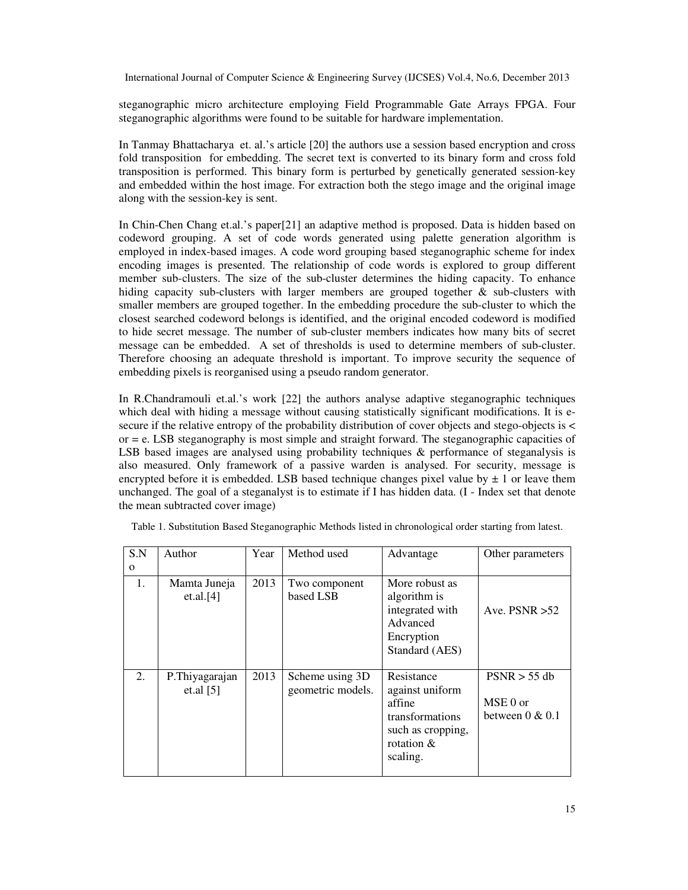steganographic micro architecture employing Field Programmable Gate Arrays FPGA. Four steganographic algorithms were found to be suitable for hardware implementation.

In Tanmay Bhattacharya et. al.'s article [20] the authors use a session based encryption and cross fold transposition for embedding. The secret text is converted to its binary form and cross fold transposition is performed. This binary form is perturbed by genetically generated session-key and embedded within the host image. For extraction both the stego image and the original image along with the session-key is sent.

In Chin-Chen Chang et.al.'s paper[21] an adaptive method is proposed. Data is hidden based on codeword grouping. A set of code words generated using palette generation algorithm is employed in index-based images. A code word grouping based steganographic scheme for index encoding images is presented. The relationship of code words is explored to group different member sub-clusters. The size of the sub-cluster determines the hiding capacity. To enhance hiding capacity sub-clusters with larger members are grouped together & sub-clusters with smaller members are grouped together. In the embedding procedure the sub-cluster to which the closest searched codeword belongs is identified, and the original encoded codeword is modified to hide secret message. The number of sub-cluster members indicates how many bits of secret message can be embedded. A set of thresholds is used to determine members of sub-cluster. Therefore choosing an adequate threshold is important. To improve security the sequence of embedding pixels is reorganised using a pseudo random generator.

In R.Chandramouli et.al.'s work [22] the authors analyse adaptive steganographic techniques which deal with hiding a message without causing statistically significant modifications. It is e-secure if the relative entropy of the probability distribution of cover objects and stego-objects is < or = e. LSB steganography is most simple and straight forward. The steganographic capacities of LSB based images are analysed using probability techniques & performance of steganalysis is also measured. Only framework of a passive warden is analysed. For security, message is encrypted before it is embedded. LSB based technique changes pixel value by $\pm$ 1 or leave them unchanged. The goal of a steganalyst is to estimate if I has hidden data. (I - Index set that denote the mean subtracted cover image)

Table 1. Substitution Based Steganographic Methods listed in chronological order starting from latest.

| S.No | Author | Year | Method used | Advantage | Other parameters |
|---|---|---|---|---|---|
| 1. | Mamta Juneja et.al.[4] | 2013 | Two component based LSB | More robust as algorithm is integrated with Advanced Encryption Standard (AES) | Ave. PSNR >52 |
| 2. | P.Thiyagarajan et.al [5] | 2013 | Scheme using 3D geometric models. | Resistance against uniform affine transformations such as cropping, rotation & scaling. | PSNR > 55 db<br>MSE 0 or between 0 & 0.1 |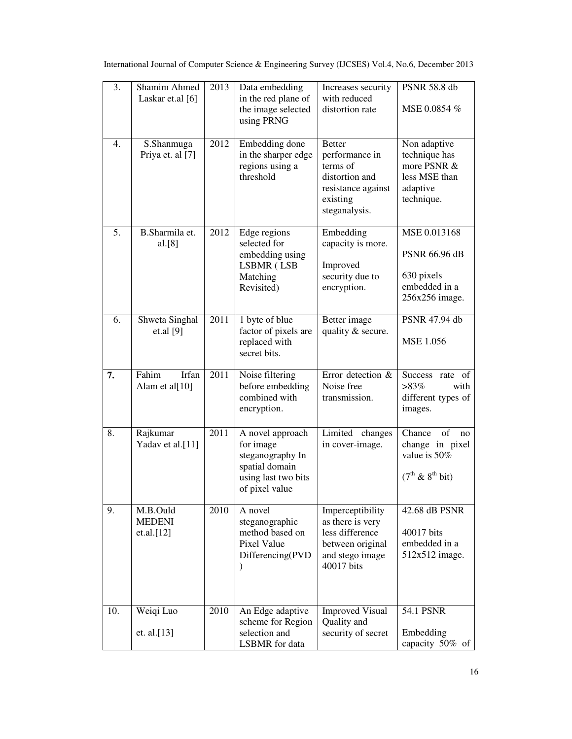| 3. | Shamim Ahmed Laskar et.al [6] | 2013 | Data embedding in the red plane of the image selected using PRNG | Increases security with reduced distortion rate | PSNR 58.8 db<br><br>MSE 0.0854 % |
|---|---|---|---|---|---|
| 4. | S.Shanmuga Priya et. al [7] | 2012 | Embedding done in the sharper edge regions using a threshold | Better performance in terms of distortion and resistance against existing steganalysis. | Non adaptive technique has more PSNR & less MSE than adaptive technique. |
| 5. | B.Sharmila et. al.[8] | 2012 | Edge regions selected for embedding using LSBMR ( LSB Matching Revisited) | Embedding capacity is more.<br><br>Improved security due to encryption. | MSE 0.013168<br><br>PSNR 66.96 dB<br><br>630 pixels embedded in a 256x256 image. |
| 6. | Shweta Singhal et.al [9] | 2011 | 1 byte of blue factor of pixels are replaced with secret bits. | Better image quality & secure. | PSNR 47.94 db<br><br>MSE 1.056 |
| **7.** | Fahim Irfan Alam et al[10] | 2011 | Noise filtering before embedding combined with encryption. | Error detection & Noise free transmission. | Success rate of >83% with different types of images. |
| 8. | Rajkumar Yadav et al.[11] | 2011 | A novel approach for image steganography In spatial domain using last two bits of pixel value | Limited changes in cover-image. | Chance of no change in pixel value is 50%<br><br>($7^{th}$ & $8^{th}$ bit) |
| 9. | M.B.Ould MEDENI et.al.[12] | 2010 | A novel steganographic method based on Pixel Value Differencing(PVD ) | Imperceptibility as there is very less difference between original and stego image 40017 bits | 42.68 dB PSNR<br><br>40017 bits embedded in a 512x512 image. |
| 10. | Weiqi Luo<br><br>et. al.[13] | 2010 | An Edge adaptive scheme for Region selection and LSBMR for data | Improved Visual Quality and security of secret | 54.1 PSNR<br><br>Embedding capacity 50% of |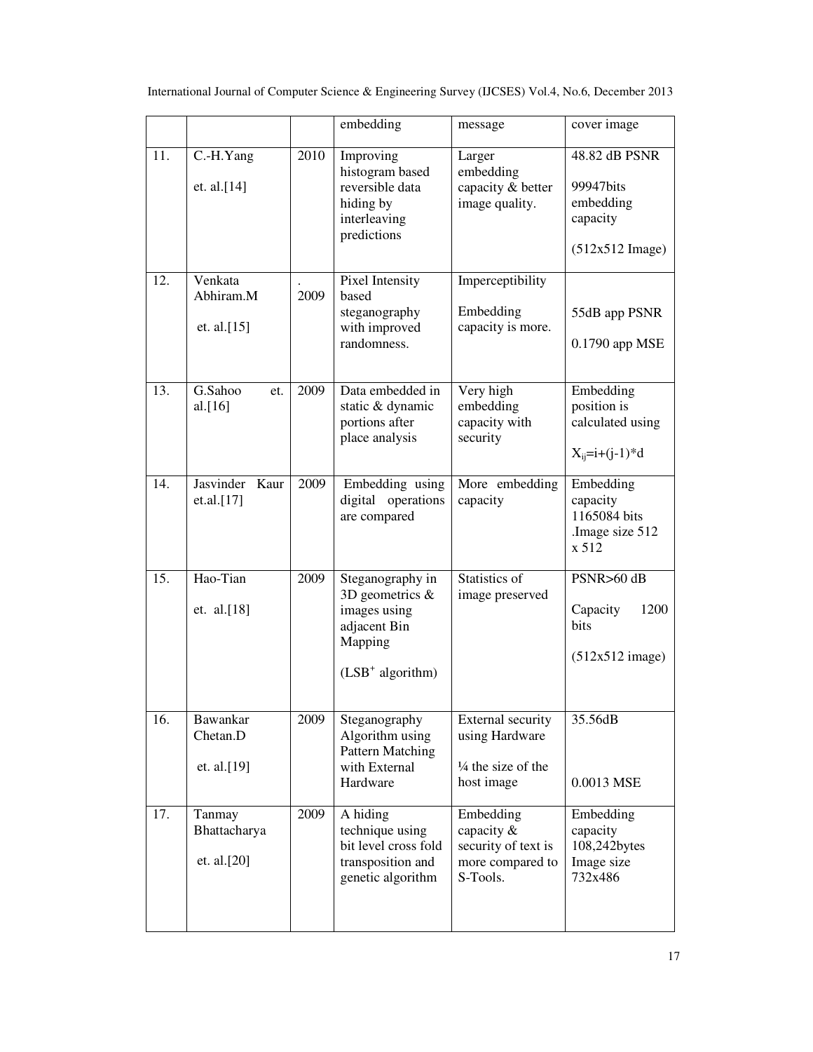| | | | embedding | message | cover image |
|---|---|---|---|---|---|
| 11. | C.-H.Yang et. al.[14] | 2010 | Improving histogram based reversible data hiding by interleaving predictions | Larger embedding capacity & better image quality. | 48.82 dB PSNR<br>99947bits embedding capacity<br>(512x512 Image) |
| 12. | Venkata Abhiram.M et. al.[15] | . 2009 | Pixel Intensity based steganography with improved randomness. | Imperceptibility<br>Embedding capacity is more. | 55dB app PSNR<br>0.1790 app MSE |
| 13. | G.Sahoo et. al.[16] | 2009 | Data embedded in static & dynamic portions after place analysis | Very high embedding capacity with security | Embedding position is calculated using<br>$X_{ij}=i+(j-1)*d$ |
| 14. | Jasvinder Kaur et.al.[17] | 2009 | Embedding using digital operations are compared | More embedding capacity | Embedding capacity 1165084 bits .Image size 512 x 512 |
| 15. | Hao-Tian et. al.[18] | 2009 | Steganography in 3D geometrics & images using adjacent Bin Mapping<br>($LSB^+$ algorithm) | Statistics of image preserved | PSNR>60 dB<br>Capacity 1200 bits<br>(512x512 image) |
| 16. | Bawankar Chetan.D et. al.[19] | 2009 | Steganography Algorithm using Pattern Matching with External Hardware | External security using Hardware<br>¼ the size of the host image | 35.56dB<br>0.0013 MSE |
| 17. | Tanmay Bhattacharya et. al.[20] | 2009 | A hiding technique using bit level cross fold transposition and genetic algorithm | Embedding capacity & security of text is more compared to S-Tools. | Embedding capacity 108,242bytes Image size 732x486 |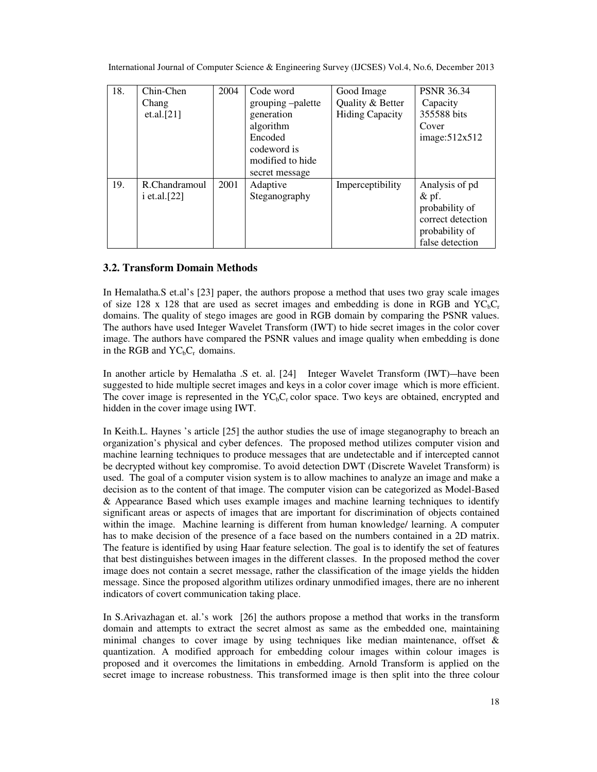| 18. | Chin-Chen Chang et.al.[21] | 2004 | Code word grouping –palette generation algorithm Encoded codeword is modified to hide secret message | Good Image Quality & Better Hiding Capacity | PSNR 36.34 Capacity 355588 bits Cover image:512x512 |
|---|---|---|---|---|---|
| 19. | R.Chandramouli et.al.[22] | 2001 | Adaptive Steganography | Imperceptibility | Analysis of pd & pf. probability of correct detection probability of false detection |

### 3.2. Transform Domain Methods

In Hemalatha.S et.al's [23] paper, the authors propose a method that uses two gray scale images of size 128 x 128 that are used as secret images and embedding is done in RGB and $YC_bC_r$ domains. The quality of stego images are good in RGB domain by comparing the PSNR values. The authors have used Integer Wavelet Transform (IWT) to hide secret images in the color cover image. The authors have compared the PSNR values and image quality when embedding is done in the RGB and $YC_bC_r$ domains.

In another article by Hemalatha .S et. al. [24] Integer Wavelet Transform (IWT)—have been suggested to hide multiple secret images and keys in a color cover image which is more efficient. The cover image is represented in the $YC_bC_r$ color space. Two keys are obtained, encrypted and hidden in the cover image using IWT.

In Keith.L. Haynes 's article [25] the author studies the use of image steganography to breach an organization's physical and cyber defences. The proposed method utilizes computer vision and machine learning techniques to produce messages that are undetectable and if intercepted cannot be decrypted without key compromise. To avoid detection DWT (Discrete Wavelet Transform) is used. The goal of a computer vision system is to allow machines to analyze an image and make a decision as to the content of that image. The computer vision can be categorized as Model-Based & Appearance Based which uses example images and machine learning techniques to identify significant areas or aspects of images that are important for discrimination of objects contained within the image. Machine learning is different from human knowledge/ learning. A computer has to make decision of the presence of a face based on the numbers contained in a 2D matrix. The feature is identified by using Haar feature selection. The goal is to identify the set of features that best distinguishes between images in the different classes. In the proposed method the cover image does not contain a secret message, rather the classification of the image yields the hidden message. Since the proposed algorithm utilizes ordinary unmodified images, there are no inherent indicators of covert communication taking place.

In S.Arivazhagan et. al.'s work [26] the authors propose a method that works in the transform domain and attempts to extract the secret almost as same as the embedded one, maintaining minimal changes to cover image by using techniques like median maintenance, offset & quantization. A modified approach for embedding colour images within colour images is proposed and it overcomes the limitations in embedding. Arnold Transform is applied on the secret image to increase robustness. This transformed image is then split into the three colour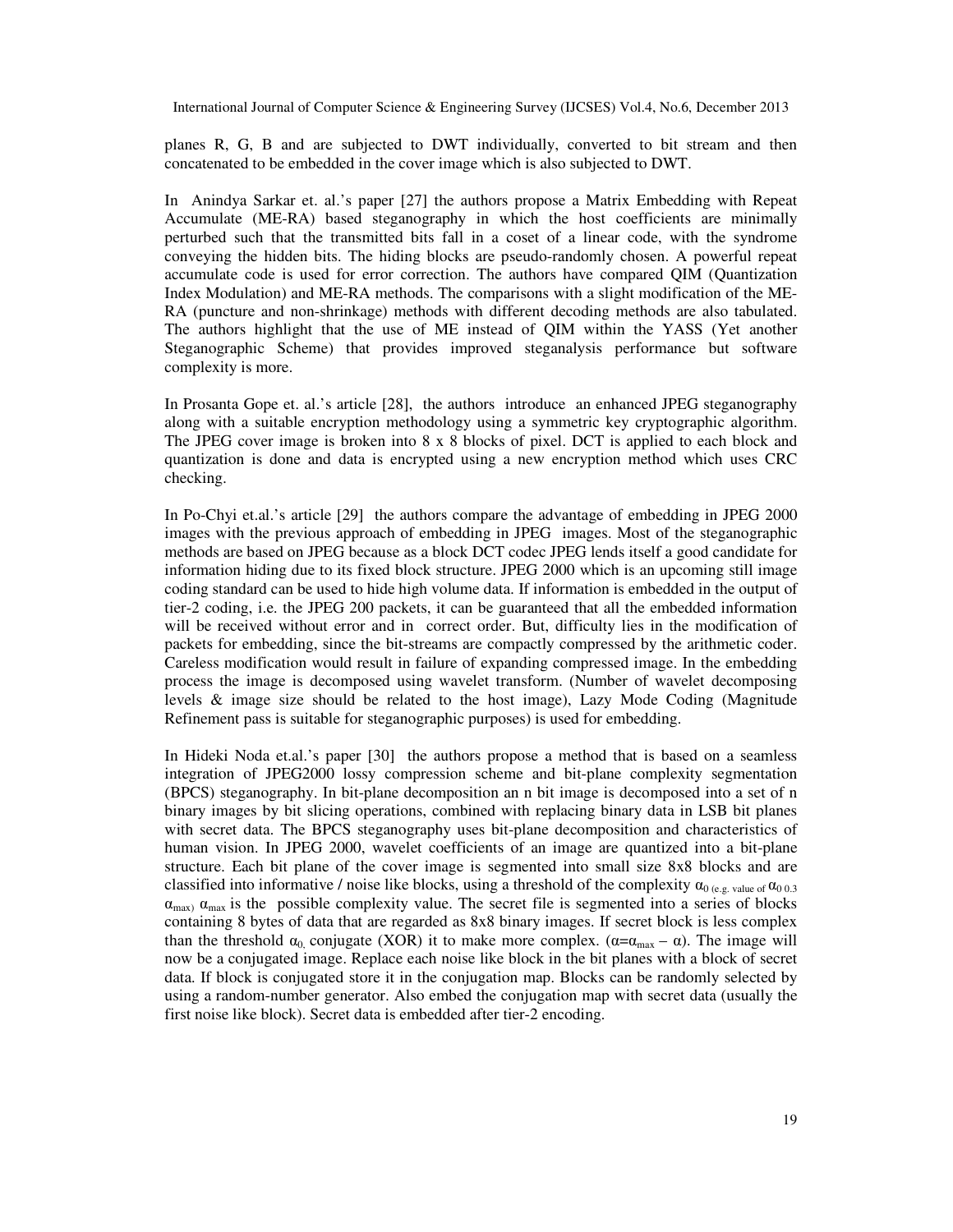planes R, G, B and are subjected to DWT individually, converted to bit stream and then concatenated to be embedded in the cover image which is also subjected to DWT.

In Anindya Sarkar et. al.'s paper [27] the authors propose a Matrix Embedding with Repeat Accumulate (ME-RA) based steganography in which the host coefficients are minimally perturbed such that the transmitted bits fall in a coset of a linear code, with the syndrome conveying the hidden bits. The hiding blocks are pseudo-randomly chosen. A powerful repeat accumulate code is used for error correction. The authors have compared QIM (Quantization Index Modulation) and ME-RA methods. The comparisons with a slight modification of the ME-RA (puncture and non-shrinkage) methods with different decoding methods are also tabulated. The authors highlight that the use of ME instead of QIM within the YASS (Yet another Steganographic Scheme) that provides improved steganalysis performance but software complexity is more.

In Prosanta Gope et. al.'s article [28], the authors introduce an enhanced JPEG steganography along with a suitable encryption methodology using a symmetric key cryptographic algorithm. The JPEG cover image is broken into 8 x 8 blocks of pixel. DCT is applied to each block and quantization is done and data is encrypted using a new encryption method which uses CRC checking.

In Po-Chyi et.al.'s article [29] the authors compare the advantage of embedding in JPEG 2000 images with the previous approach of embedding in JPEG images. Most of the steganographic methods are based on JPEG because as a block DCT codec JPEG lends itself a good candidate for information hiding due to its fixed block structure. JPEG 2000 which is an upcoming still image coding standard can be used to hide high volume data. If information is embedded in the output of tier-2 coding, i.e. the JPEG 200 packets, it can be guaranteed that all the embedded information will be received without error and in correct order. But, difficulty lies in the modification of packets for embedding, since the bit-streams are compactly compressed by the arithmetic coder. Careless modification would result in failure of expanding compressed image. In the embedding process the image is decomposed using wavelet transform. (Number of wavelet decomposing levels & image size should be related to the host image), Lazy Mode Coding (Magnitude Refinement pass is suitable for steganographic purposes) is used for embedding.

In Hideki Noda et.al.'s paper [30] the authors propose a method that is based on a seamless integration of JPEG2000 lossy compression scheme and bit-plane complexity segmentation (BPCS) steganography. In bit-plane decomposition an n bit image is decomposed into a set of n binary images by bit slicing operations, combined with replacing binary data in LSB bit planes with secret data. The BPCS steganography uses bit-plane decomposition and characteristics of human vision. In JPEG 2000, wavelet coefficients of an image are quantized into a bit-plane structure. Each bit plane of the cover image is segmented into small size 8x8 blocks and are classified into informative / noise like blocks, using a threshold of the complexity $\alpha_0$ (e.g. value of $\alpha_0$ 0.3 $\alpha_{max}$) $\alpha_{max}$ is the possible complexity value. The secret file is segmented into a series of blocks containing 8 bytes of data that are regarded as 8x8 binary images. If secret block is less complex than the threshold $\alpha_0$, conjugate (XOR) it to make more complex. ($\alpha = \alpha_{max} - \alpha$). The image will now be a conjugated image. Replace each noise like block in the bit planes with a block of secret data. If block is conjugated store it in the conjugation map. Blocks can be randomly selected by using a random-number generator. Also embed the conjugation map with secret data (usually the first noise like block). Secret data is embedded after tier-2 encoding.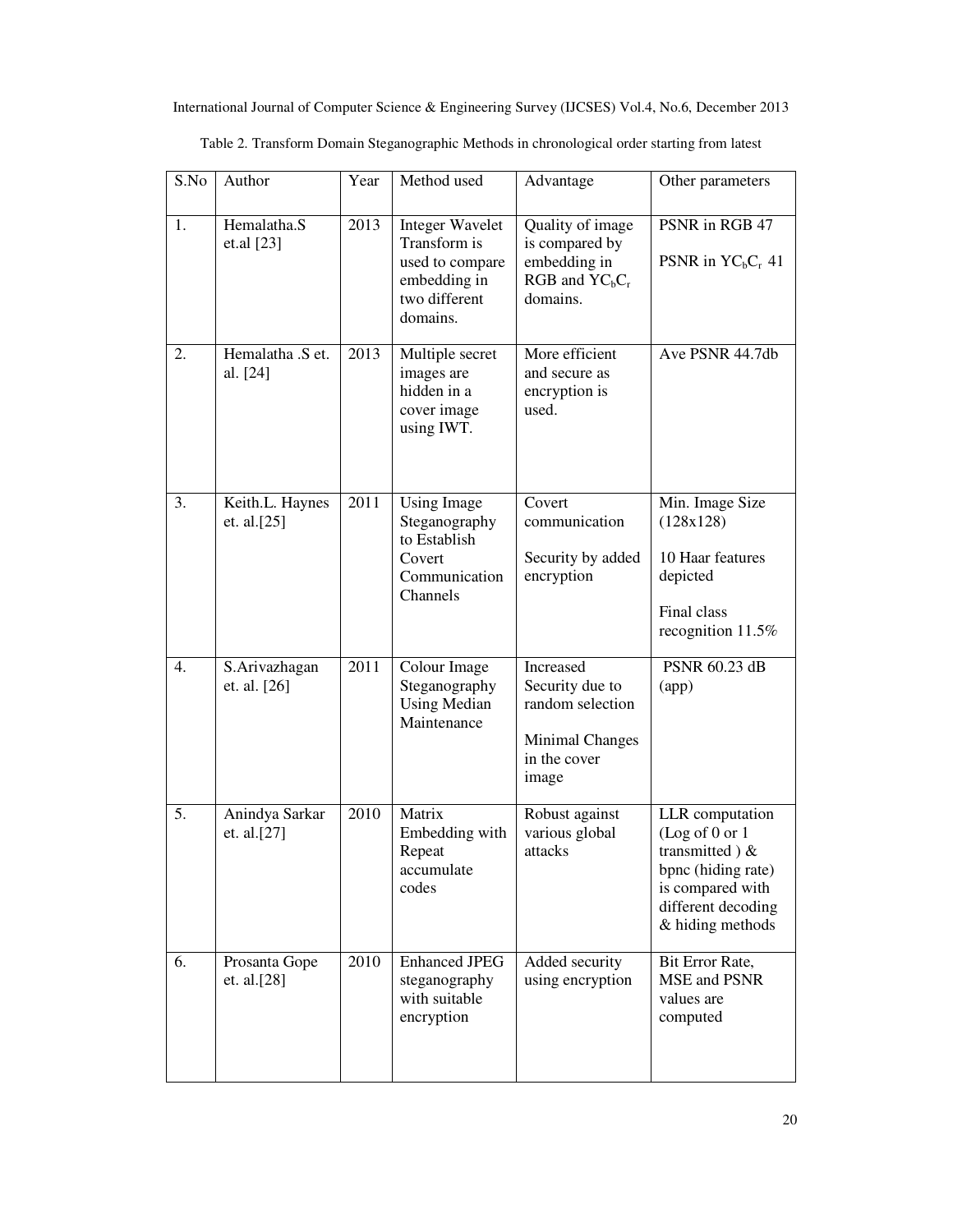Table 2. Transform Domain Steganographic Methods in chronological order starting from latest

| S.No | Author | Year | Method used | Advantage | Other parameters |
|---|---|---|---|---|---|
| 1. | Hemalatha.S et.al [23] | 2013 | Integer Wavelet Transform is used to compare embedding in two different domains. | Quality of image is compared by embedding in RGB and $YC_bC_r$ domains. | PSNR in RGB 47<br>PSNR in $YC_bC_r$ 41 |
| 2. | Hemalatha .S et. al. [24] | 2013 | Multiple secret images are hidden in a cover image using IWT. | More efficient and secure as encryption is used. | Ave PSNR 44.7db |
| 3. | Keith.L. Haynes et. al.[25] | 2011 | Using Image Steganography to Establish Covert Communication Channels | Covert communication<br>Security by added encryption | Min. Image Size (128x128)<br>10 Haar features depicted<br>Final class recognition 11.5% |
| 4. | S.Arivazhagan et. al. [26] | 2011 | Colour Image Steganography Using Median Maintenance | Increased Security due to random selection<br>Minimal Changes in the cover image | PSNR 60.23 dB (app) |
| 5. | Anindya Sarkar et. al.[27] | 2010 | Matrix Embedding with Repeat accumulate codes | Robust against various global attacks | LLR computation (Log of 0 or 1 transmitted ) & bpnc (hiding rate) is compared with different decoding & hiding methods |
| 6. | Prosanta Gope et. al.[28] | 2010 | Enhanced JPEG steganography with suitable encryption | Added security using encryption | Bit Error Rate, MSE and PSNR values are computed |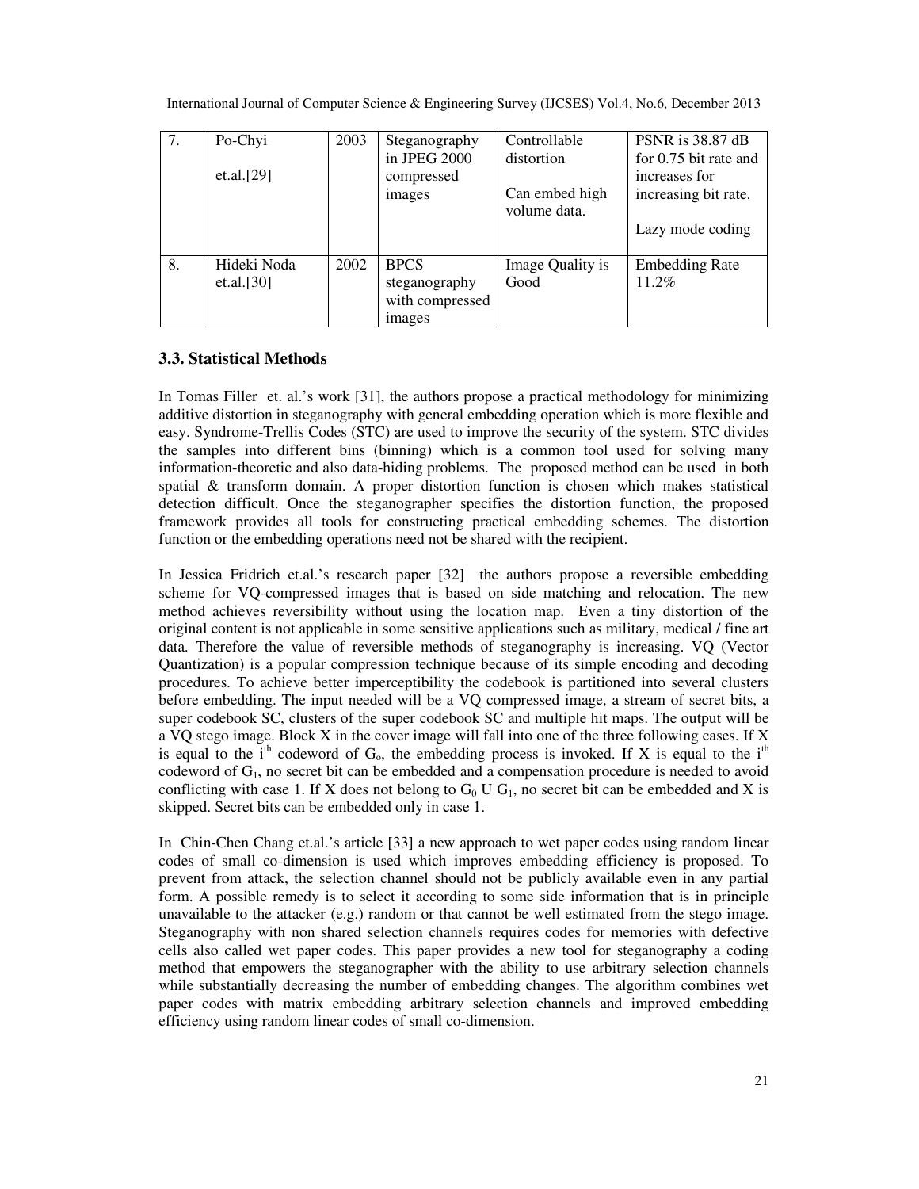| 7. | Po-Chyi et.al.[29] | 2003 | Steganography in JPEG 2000 compressed images | Controllable distortion<br><br>Can embed high volume data. | PSNR is 38.87 dB for 0.75 bit rate and increases for increasing bit rate.<br><br>Lazy mode coding |
|---|---|---|---|---|---|
| 8. | Hideki Noda et.al.[30] | 2002 | BPCS steganography with compressed images | Image Quality is Good | Embedding Rate 11.2% |

### 3.3. Statistical Methods

In Tomas Filler et. al.'s work [31], the authors propose a practical methodology for minimizing additive distortion in steganography with general embedding operation which is more flexible and easy. Syndrome-Trellis Codes (STC) are used to improve the security of the system. STC divides the samples into different bins (binning) which is a common tool used for solving many information-theoretic and also data-hiding problems. The proposed method can be used in both spatial & transform domain. A proper distortion function is chosen which makes statistical detection difficult. Once the steganographer specifies the distortion function, the proposed framework provides all tools for constructing practical embedding schemes. The distortion function or the embedding operations need not be shared with the recipient.

In Jessica Fridrich et.al.'s research paper [32] the authors propose a reversible embedding scheme for VQ-compressed images that is based on side matching and relocation. The new method achieves reversibility without using the location map. Even a tiny distortion of the original content is not applicable in some sensitive applications such as military, medical / fine art data. Therefore the value of reversible methods of steganography is increasing. VQ (Vector Quantization) is a popular compression technique because of its simple encoding and decoding procedures. To achieve better imperceptibility the codebook is partitioned into several clusters before embedding. The input needed will be a VQ compressed image, a stream of secret bits, a super codebook SC, clusters of the super codebook SC and multiple hit maps. The output will be a VQ stego image. Block X in the cover image will fall into one of the three following cases. If X is equal to the $i^{th}$ codeword of $G_o$, the embedding process is invoked. If X is equal to the $i^{th}$ codeword of $G_1$, no secret bit can be embedded and a compensation procedure is needed to avoid conflicting with case 1. If X does not belong to $G_0 \cup G_1$, no secret bit can be embedded and X is skipped. Secret bits can be embedded only in case 1.

In Chin-Chen Chang et.al.'s article [33] a new approach to wet paper codes using random linear codes of small co-dimension is used which improves embedding efficiency is proposed. To prevent from attack, the selection channel should not be publicly available even in any partial form. A possible remedy is to select it according to some side information that is in principle unavailable to the attacker (e.g.) random or that cannot be well estimated from the stego image. Steganography with non shared selection channels requires codes for memories with defective cells also called wet paper codes. This paper provides a new tool for steganography a coding method that empowers the steganographer with the ability to use arbitrary selection channels while substantially decreasing the number of embedding changes. The algorithm combines wet paper codes with matrix embedding arbitrary selection channels and improved embedding efficiency using random linear codes of small co-dimension.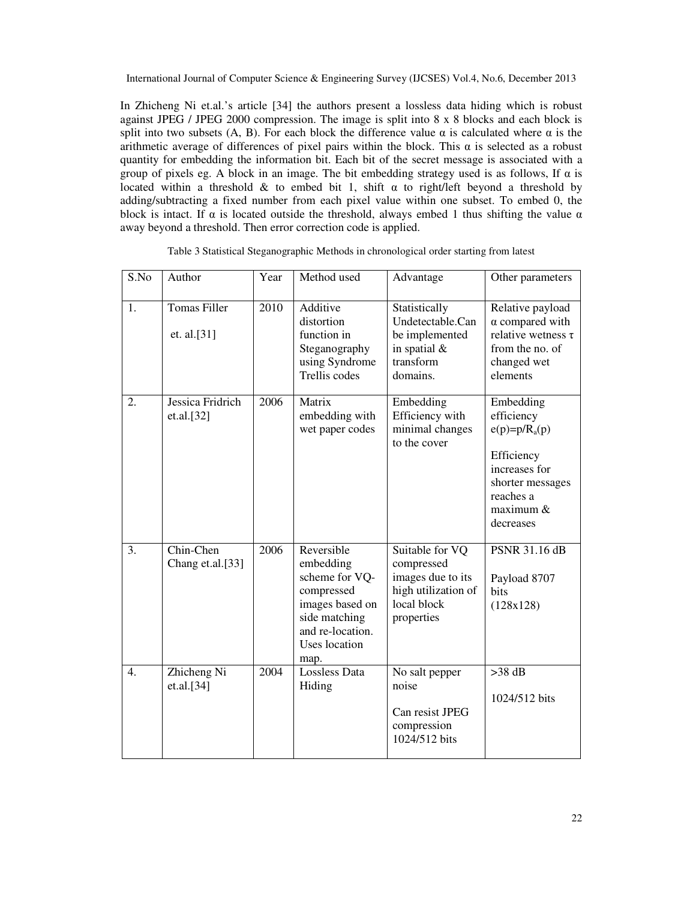In Zhicheng Ni et.al.'s article [34] the authors present a lossless data hiding which is robust against JPEG / JPEG 2000 compression. The image is split into 8 x 8 blocks and each block is split into two subsets (A, B). For each block the difference value α is calculated where α is the arithmetic average of differences of pixel pairs within the block. This α is selected as a robust quantity for embedding the information bit. Each bit of the secret message is associated with a group of pixels eg. A block in an image. The bit embedding strategy used is as follows, If α is located within a threshold & to embed bit 1, shift α to right/left beyond a threshold by adding/subtracting a fixed number from each pixel value within one subset. To embed 0, the block is intact. If α is located outside the threshold, always embed 1 thus shifting the value α away beyond a threshold. Then error correction code is applied.

Table 3 Statistical Steganographic Methods in chronological order starting from latest

| S.No | Author | Year | Method used | Advantage | Other parameters |
|---|---|---|---|---|---|
| 1. | Tomas Filler et. al.[31] | 2010 | Additive distortion function in Steganography using Syndrome Trellis codes | Statistically Undetectable.Can be implemented in spatial & transform domains. | Relative payload α compared with relative wetness τ from the no. of changed wet elements |
| 2. | Jessica Fridrich et.al.[32] | 2006 | Matrix embedding with wet paper codes | Embedding Efficiency with minimal changes to the cover | Embedding efficiency $e(p)=p/R_a(p)$ Efficiency increases for shorter messages reaches a maximum & decreases |
| 3. | Chin-Chen Chang et.al.[33] | 2006 | Reversible embedding scheme for VQ-compressed images based on side matching and re-location. Uses location map. | Suitable for VQ compressed images due to its high utilization of local block properties | PSNR 31.16 dB Payload 8707 bits (128x128) |
| 4. | Zhicheng Ni et.al.[34] | 2004 | Lossless Data Hiding | No salt pepper noise Can resist JPEG compression 1024/512 bits | >38 dB 1024/512 bits |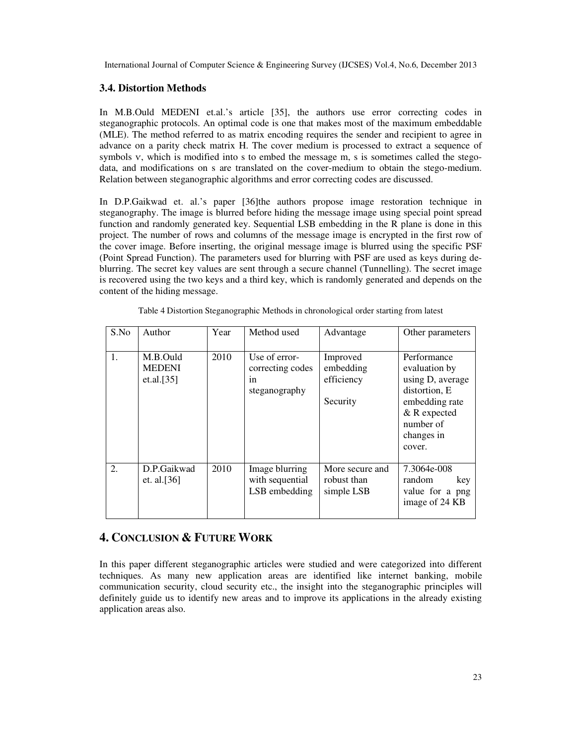### 3.4. Distortion Methods

In M.B.Ould MEDENI et.al.'s article [35], the authors use error correcting codes in steganographic protocols. An optimal code is one that makes most of the maximum embeddable (MLE). The method referred to as matrix encoding requires the sender and recipient to agree in advance on a parity check matrix H. The cover medium is processed to extract a sequence of symbols v, which is modified into s to embed the message m, s is sometimes called the stego-data, and modifications on s are translated on the cover-medium to obtain the stego-medium. Relation between steganographic algorithms and error correcting codes are discussed.

In D.P.Gaikwad et. al.'s paper [36]the authors propose image restoration technique in steganography. The image is blurred before hiding the message image using special point spread function and randomly generated key. Sequential LSB embedding in the R plane is done in this project. The number of rows and columns of the message image is encrypted in the first row of the cover image. Before inserting, the original message image is blurred using the specific PSF (Point Spread Function). The parameters used for blurring with PSF are used as keys during de-blurring. The secret key values are sent through a secure channel (Tunnelling). The secret image is recovered using the two keys and a third key, which is randomly generated and depends on the content of the hiding message.

Table 4 Distortion Steganographic Methods in chronological order starting from latest

| S.No | Author | Year | Method used | Advantage | Other parameters |
|---|---|---|---|---|---|
| 1. | M.B.Ould MEDENI et.al.[35] | 2010 | Use of error-correcting codes in steganography | Improved embedding efficiency<br><br>Security | Performance evaluation by using D, average distortion, E embedding rate & R expected number of changes in cover. |
| 2. | D.P.Gaikwad et. al.[36] | 2010 | Image blurring with sequential LSB embedding | More secure and robust than simple LSB | 7.3064e-008 random key value for a png image of 24 KB |

## 4. Conclusion & Future Work

In this paper different steganographic articles were studied and were categorized into different techniques. As many new application areas are identified like internet banking, mobile communication security, cloud security etc., the insight into the steganographic principles will definitely guide us to identify new areas and to improve its applications in the already existing application areas also.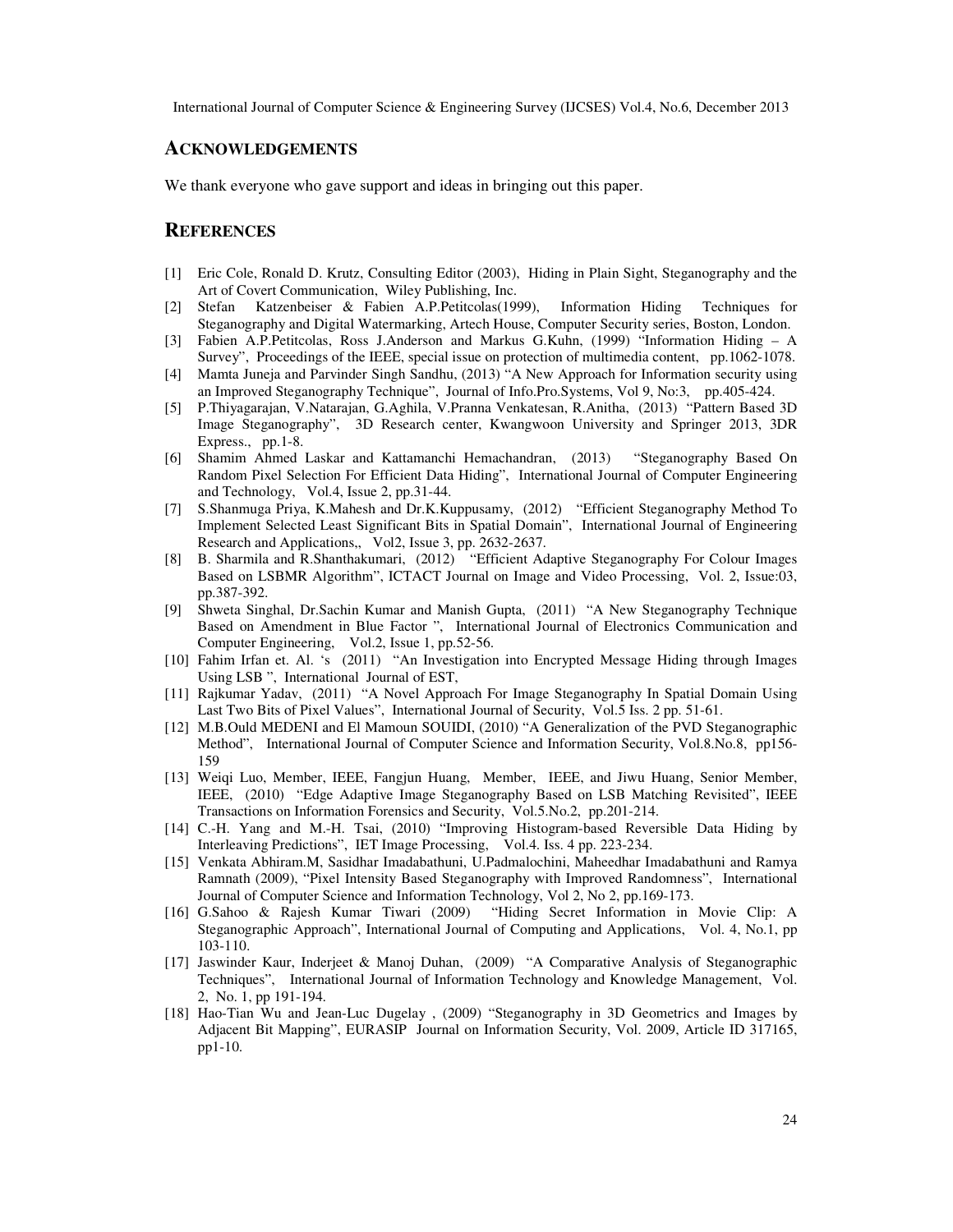## ACKNOWLEDGEMENTS

We thank everyone who gave support and ideas in bringing out this paper.

## REFERENCES

[1] Eric Cole, Ronald D. Krutz, Consulting Editor (2003), Hiding in Plain Sight, Steganography and the Art of Covert Communication, Wiley Publishing, Inc.

[2] Stefan Katzenbeiser & Fabien A.P.Petitcolas(1999), Information Hiding Techniques for Steganography and Digital Watermarking, Artech House, Computer Security series, Boston, London.

[3] Fabien A.P.Petitcolas, Ross J.Anderson and Markus G.Kuhn, (1999) "Information Hiding – A Survey", Proceedings of the IEEE, special issue on protection of multimedia content, pp.1062-1078.

[4] Mamta Juneja and Parvinder Singh Sandhu, (2013) "A New Approach for Information security using an Improved Steganography Technique", Journal of Info.Pro.Systems, Vol 9, No:3, pp.405-424.

[5] P.Thiyagarajan, V.Natarajan, G.Aghila, V.Pranna Venkatesan, R.Anitha, (2013) "Pattern Based 3D Image Steganography", 3D Research center, Kwangwoon University and Springer 2013, 3DR Express., pp.1-8.

[6] Shamim Ahmed Laskar and Kattamanchi Hemachandran, (2013) "Steganography Based On Random Pixel Selection For Efficient Data Hiding", International Journal of Computer Engineering and Technology, Vol.4, Issue 2, pp.31-44.

[7] S.Shanmuga Priya, K.Mahesh and Dr.K.Kuppusamy, (2012) "Efficient Steganography Method To Implement Selected Least Significant Bits in Spatial Domain", International Journal of Engineering Research and Applications,, Vol2, Issue 3, pp. 2632-2637.

[8] B. Sharmila and R.Shanthakumari, (2012) "Efficient Adaptive Steganography For Colour Images Based on LSBMR Algorithm", ICTACT Journal on Image and Video Processing, Vol. 2, Issue:03, pp.387-392.

[9] Shweta Singhal, Dr.Sachin Kumar and Manish Gupta, (2011) "A New Steganography Technique Based on Amendment in Blue Factor ", International Journal of Electronics Communication and Computer Engineering, Vol.2, Issue 1, pp.52-56.

[10] Fahim Irfan et. Al. 's (2011) "An Investigation into Encrypted Message Hiding through Images Using LSB ", International Journal of EST,

[11] Rajkumar Yadav, (2011) "A Novel Approach For Image Steganography In Spatial Domain Using Last Two Bits of Pixel Values", International Journal of Security, Vol.5 Iss. 2 pp. 51-61.

[12] M.B.Ould MEDENI and El Mamoun SOUIDI, (2010) "A Generalization of the PVD Steganographic Method", International Journal of Computer Science and Information Security, Vol.8.No.8, pp156-159

[13] Weiqi Luo, Member, IEEE, Fangjun Huang, Member, IEEE, and Jiwu Huang, Senior Member, IEEE, (2010) "Edge Adaptive Image Steganography Based on LSB Matching Revisited", IEEE Transactions on Information Forensics and Security, Vol.5.No.2, pp.201-214.

[14] C.-H. Yang and M.-H. Tsai, (2010) "Improving Histogram-based Reversible Data Hiding by Interleaving Predictions", IET Image Processing, Vol.4. Iss. 4 pp. 223-234.

[15] Venkata Abhiram.M, Sasidhar Imadabathuni, U.Padmalochini, Maheedhar Imadabathuni and Ramya Ramnath (2009), "Pixel Intensity Based Steganography with Improved Randomness", International Journal of Computer Science and Information Technology, Vol 2, No 2, pp.169-173.

[16] G.Sahoo & Rajesh Kumar Tiwari (2009) "Hiding Secret Information in Movie Clip: A Steganographic Approach", International Journal of Computing and Applications, Vol. 4, No.1, pp 103-110.

[17] Jaswinder Kaur, Inderjeet & Manoj Duhan, (2009) "A Comparative Analysis of Steganographic Techniques", International Journal of Information Technology and Knowledge Management, Vol. 2, No. 1, pp 191-194.

[18] Hao-Tian Wu and Jean-Luc Dugelay , (2009) "Steganography in 3D Geometrics and Images by Adjacent Bit Mapping", EURASIP Journal on Information Security, Vol. 2009, Article ID 317165, pp1-10.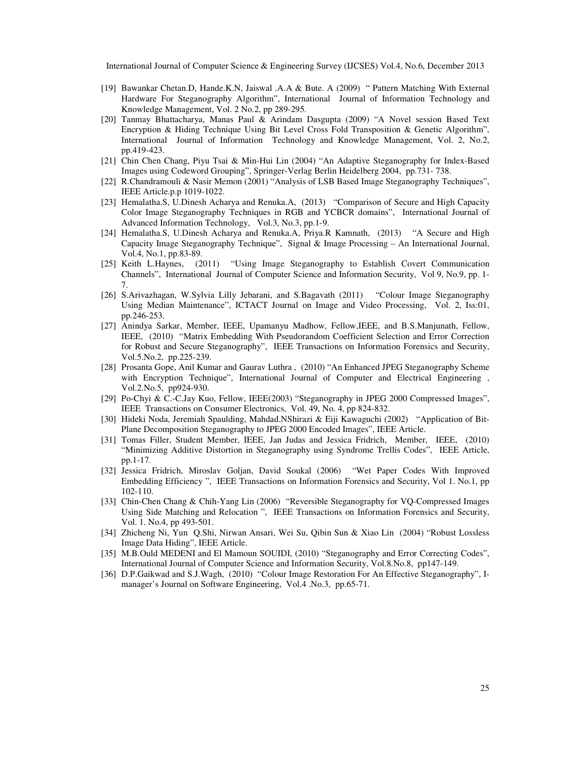[19] Bawankar Chetan.D, Hande.K.N, Jaiswal .A.A & Bute. A (2009) " Pattern Matching With External Hardware For Steganography Algorithm", International Journal of Information Technology and Knowledge Management, Vol. 2 No.2, pp 289-295.

[20] Tanmay Bhattacharya, Manas Paul & Arindam Dasgupta (2009) "A Novel session Based Text Encryption & Hiding Technique Using Bit Level Cross Fold Transposition & Genetic Algorithm", International Journal of Information Technology and Knowledge Management, Vol. 2, No.2, pp.419-423.

[21] Chin Chen Chang, Piyu Tsai & Min-Hui Lin (2004) "An Adaptive Steganography for Index-Based Images using Codeword Grouping", Springer-Verlag Berlin Heidelberg 2004, pp.731- 738.

[22] R.Chandramouli & Nasir Memon (2001) "Analysis of LSB Based Image Steganography Techniques", IEEE Article.p.p 1019-1022.

[23] Hemalatha.S, U.Dinesh Acharya and Renuka.A, (2013) "Comparison of Secure and High Capacity Color Image Steganography Techniques in RGB and YCBCR domains", International Journal of Advanced Information Technology, Vol.3, No.3, pp.1-9.

[24] Hemalatha.S, U.Dinesh Acharya and Renuka.A, Priya.R Kamnath, (2013) "A Secure and High Capacity Image Steganography Technique", Signal & Image Processing – An International Journal, Vol.4, No.1, pp.83-89.

[25] Keith L.Haynes, (2011) "Using Image Steganography to Establish Covert Communication Channels", International Journal of Computer Science and Information Security, Vol 9, No.9, pp. 1-7.

[26] S.Arivazhagan, W.Sylvia Lilly Jebarani, and S.Bagavath (2011) "Colour Image Steganography Using Median Maintenance", ICTACT Journal on Image and Video Processing, Vol. 2, Iss:01, pp.246-253.

[27] Anindya Sarkar, Member, IEEE, Upamanyu Madhow, Fellow,IEEE, and B.S.Manjunath, Fellow, IEEE, (2010) "Matrix Embedding With Pseudorandom Coefficient Selection and Error Correction for Robust and Secure Steganography", IEEE Transactions on Information Forensics and Security, Vol.5.No.2, pp.225-239.

[28] Prosanta Gope, Anil Kumar and Gaurav Luthra , (2010) "An Enhanced JPEG Steganography Scheme with Encryption Technique", International Journal of Computer and Electrical Engineering , Vol.2.No.5, pp924-930.

[29] Po-Chyi & C.-C.Jay Kuo, Fellow, IEEE(2003) "Steganography in JPEG 2000 Compressed Images", IEEE Transactions on Consumer Electronics, Vol. 49, No. 4, pp 824-832.

[30] Hideki Noda, Jeremiah Spaulding, Mahdad.NShirazi & Eiji Kawaguchi (2002) "Application of Bit-Plane Decomposition Steganography to JPEG 2000 Encoded Images", IEEE Article.

[31] Tomas Filler, Student Member, IEEE, Jan Judas and Jessica Fridrich, Member, IEEE, (2010) "Minimizing Additive Distortion in Steganography using Syndrome Trellis Codes", IEEE Article, pp.1-17.

[32] Jessica Fridrich, Miroslav Goljan, David Soukal (2006) "Wet Paper Codes With Improved Embedding Efficiency ", IEEE Transactions on Information Forensics and Security, Vol 1. No.1, pp 102-110.

[33] Chin-Chen Chang & Chih-Yang Lin (2006) "Reversible Steganography for VQ-Compressed Images Using Side Matching and Relocation ", IEEE Transactions on Information Forensics and Security, Vol. 1. No.4, pp 493-501.

[34] Zhicheng Ni, Yun Q.Shi, Nirwan Ansari, Wei Su, Qibin Sun & Xiao Lin (2004) "Robust Lossless Image Data Hiding", IEEE Article.

[35] M.B.Ould MEDENI and El Mamoun SOUIDI, (2010) "Steganography and Error Correcting Codes", International Journal of Computer Science and Information Security, Vol.8.No.8, pp147-149.

[36] D.P.Gaikwad and S.J.Wagh, (2010) "Colour Image Restoration For An Effective Steganography", I-manager's Journal on Software Engineering, Vol.4 .No.3, pp.65-71.